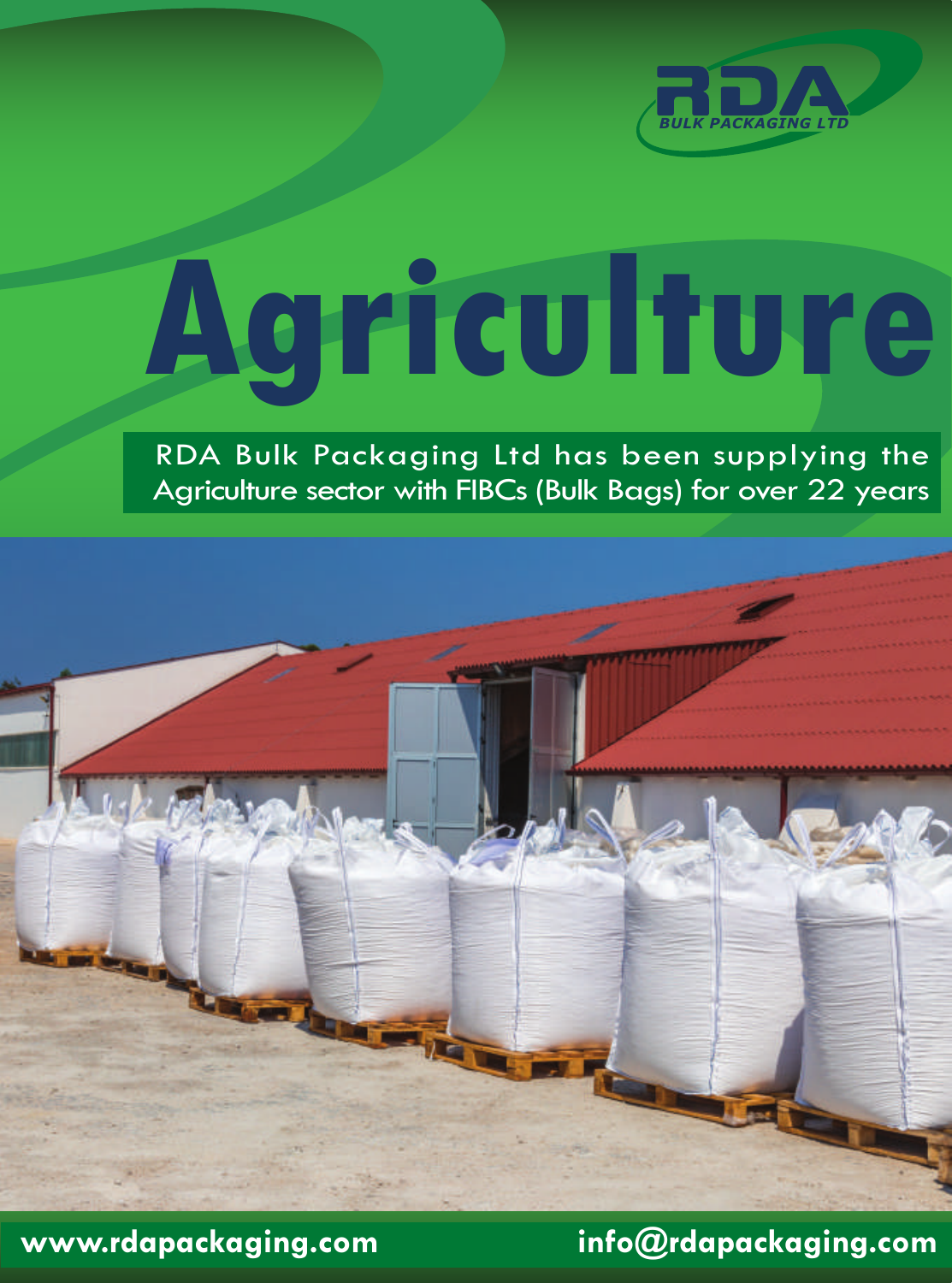RDA
BULK PACKAGING LTD

# Agriculture

RDA Bulk Packaging Ltd has been supplying the Agriculture sector with FIBCs (Bulk Bags) for over 22 years

www.rdapackaging.com info@rdapackaging.com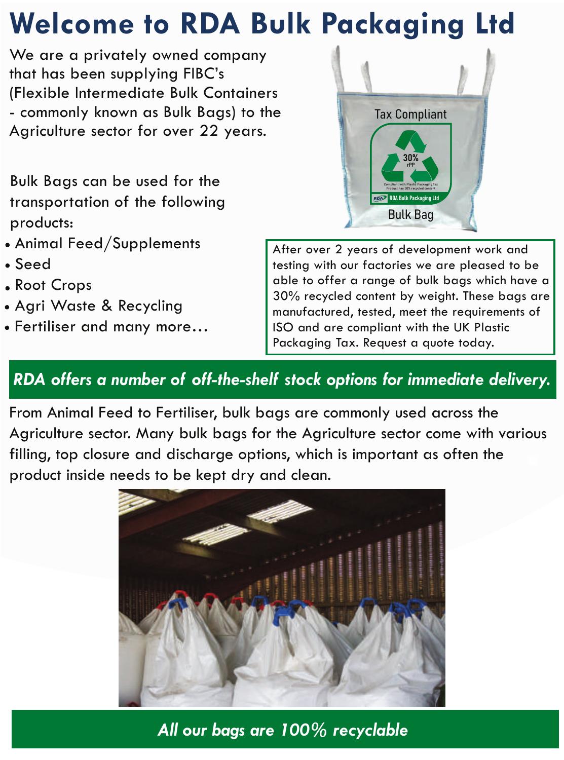# Welcome to RDA Bulk Packaging Ltd

We are a privately owned company that has been supplying FIBC's (Flexible Intermediate Bulk Containers - commonly known as Bulk Bags) to the Agriculture sector for over 22 years.

Bulk Bags can be used for the transportation of the following products:

- Animal Feed/Supplements
- Seed
- Root Crops
- Agri Waste & Recycling
- Fertiliser and many more...

After over 2 years of development work and testing with our factories we are pleased to be able to offer a range of bulk bags which have a 30% recycled content by weight. These bags are manufactured, tested, meet the requirements of ISO and are compliant with the UK Plastic Packaging Tax. Request a quote today.

***RDA offers a number of off-the-shelf stock options for immediate delivery.***

From Animal Feed to Fertiliser, bulk bags are commonly used across the Agriculture sector. Many bulk bags for the Agriculture sector come with various filling, top closure and discharge options, which is important as often the product inside needs to be kept dry and clean.

***All our bags are 100% recyclable***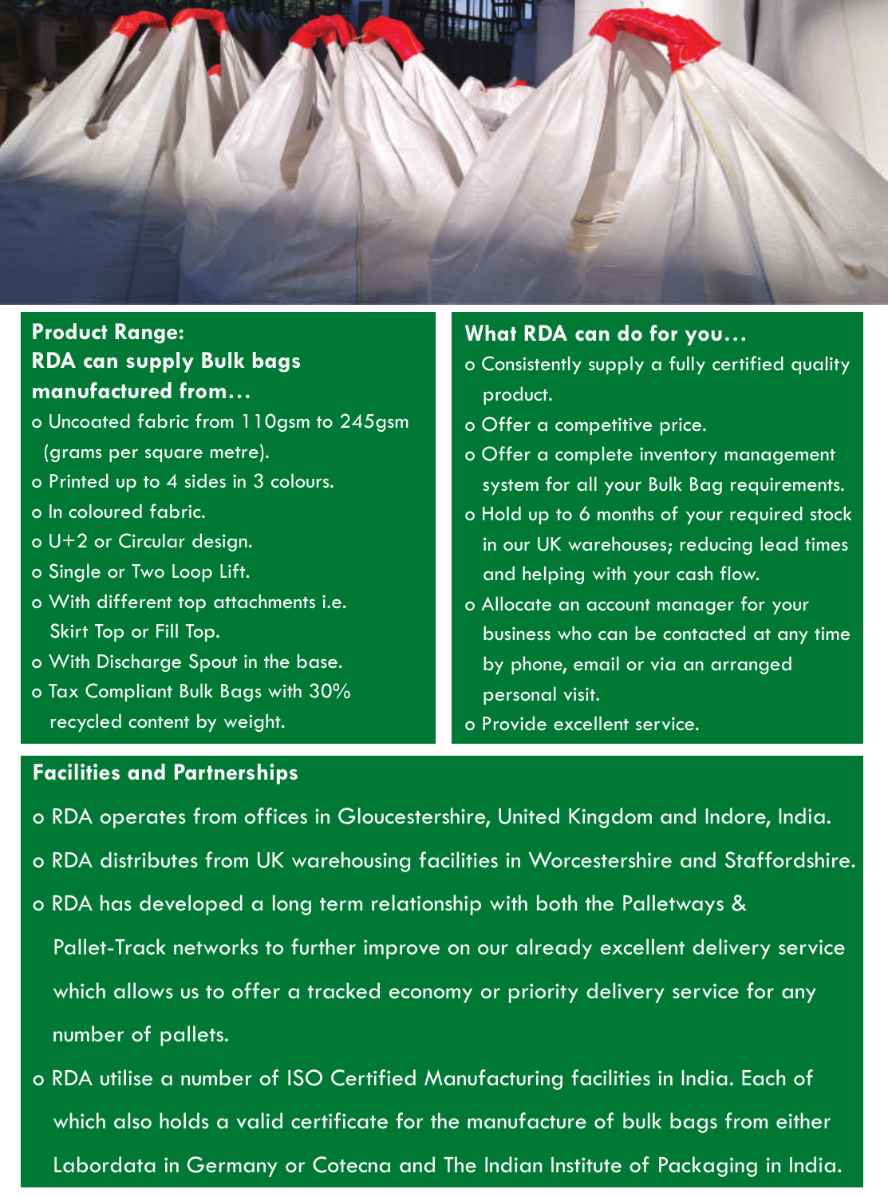## Product Range: RDA can supply Bulk bags manufactured from…

- Uncoated fabric from 110gsm to 245gsm (grams per square metre).
- Printed up to 4 sides in 3 colours.
- In coloured fabric.
- U+2 or Circular design.
- Single or Two Loop Lift.
- With different top attachments i.e. Skirt Top or Fill Top.
- With Discharge Spout in the base.
- Tax Compliant Bulk Bags with 30% recycled content by weight.

## What RDA can do for you…

- Consistently supply a fully certified quality product.
- Offer a competitive price.
- Offer a complete inventory management system for all your Bulk Bag requirements.
- Hold up to 6 months of your required stock in our UK warehouses; reducing lead times and helping with your cash flow.
- Allocate an account manager for your business who can be contacted at any time by phone, email or via an arranged personal visit.
- Provide excellent service.

## Facilities and Partnerships

- RDA operates from offices in Gloucestershire, United Kingdom and Indore, India.
- RDA distributes from UK warehousing facilities in Worcestershire and Staffordshire.
- RDA has developed a long term relationship with both the Palletways & Pallet-Track networks to further improve on our already excellent delivery service which allows us to offer a tracked economy or priority delivery service for any number of pallets.
- RDA utilise a number of ISO Certified Manufacturing facilities in India. Each of which also holds a valid certificate for the manufacture of bulk bags from either Labordata in Germany or Cotecna and The Indian Institute of Packaging in India.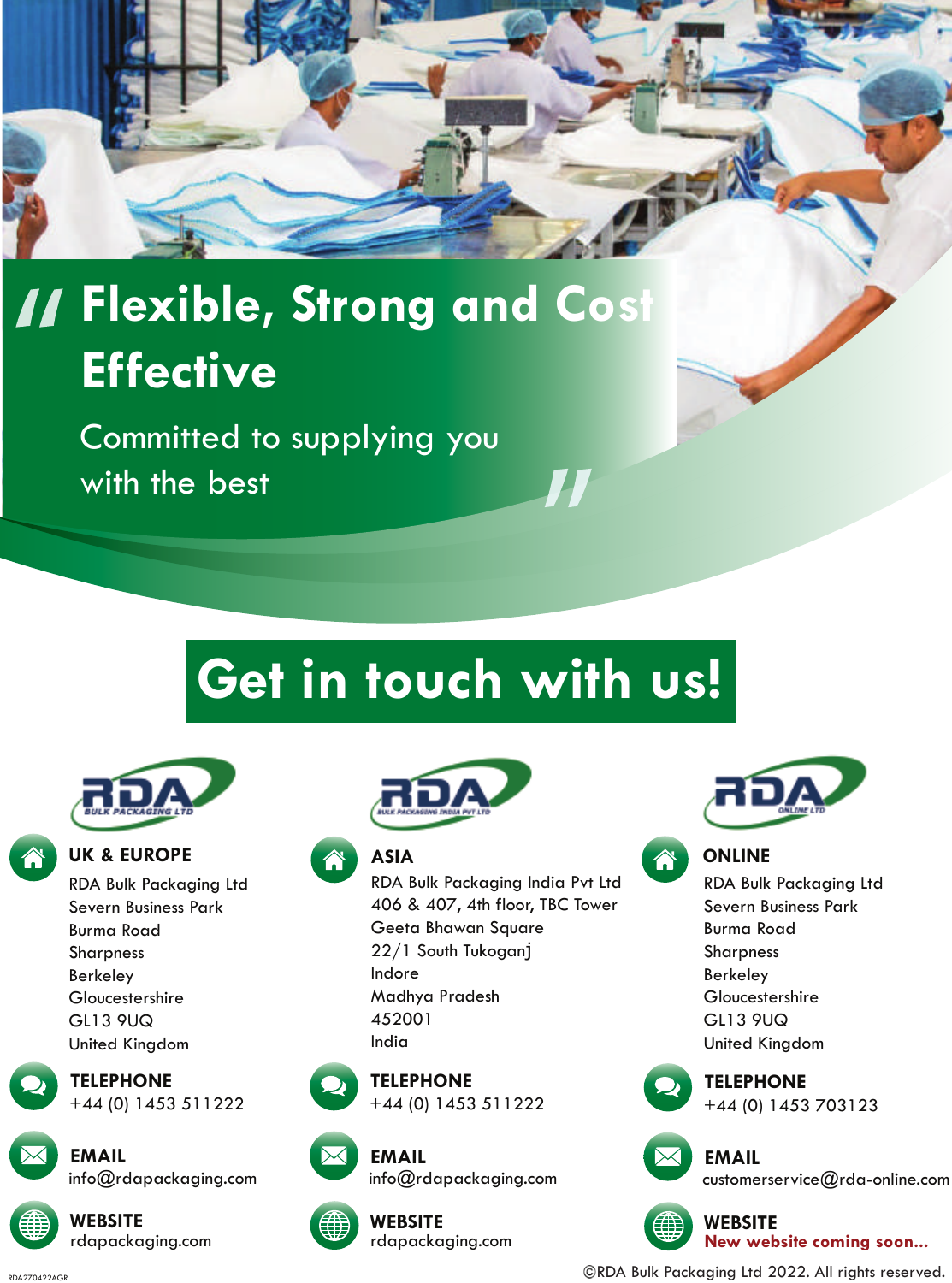# Flexible, Strong and Cost Effective

Committed to supplying you with the best

## Get in touch with us!

RDA BULK PACKAGING LTD

### UK & EUROPE

RDA Bulk Packaging Ltd
Severn Business Park
Burma Road
Sharpness
Berkeley
Gloucestershire
GL13 9UQ
United Kingdom

**TELEPHONE**
+44 (0) 1453 511222

**EMAIL**
info@rdapackaging.com

**WEBSITE**
rdapackaging.com

RDA BULK PACKAGING INDIA PVT LTD

### ASIA

RDA Bulk Packaging India Pvt Ltd
406 & 407, 4th floor, TBC Tower
Geeta Bhawan Square
22/1 South Tukoganj
Indore
Madhya Pradesh
452001
India

**TELEPHONE**
+44 (0) 1453 511222

**EMAIL**
info@rdapackaging.com

**WEBSITE**
rdapackaging.com

RDA ONLINE LTD

### ONLINE

RDA Bulk Packaging Ltd
Severn Business Park
Burma Road
Sharpness
Berkeley
Gloucestershire
GL13 9UQ
United Kingdom

**TELEPHONE**
+44 (0) 1453 703123

**EMAIL**
customerservice@rda-online.com

**WEBSITE**
New website coming soon...

RDA270422AGR

©RDA Bulk Packaging Ltd 2022. All rights reserved.